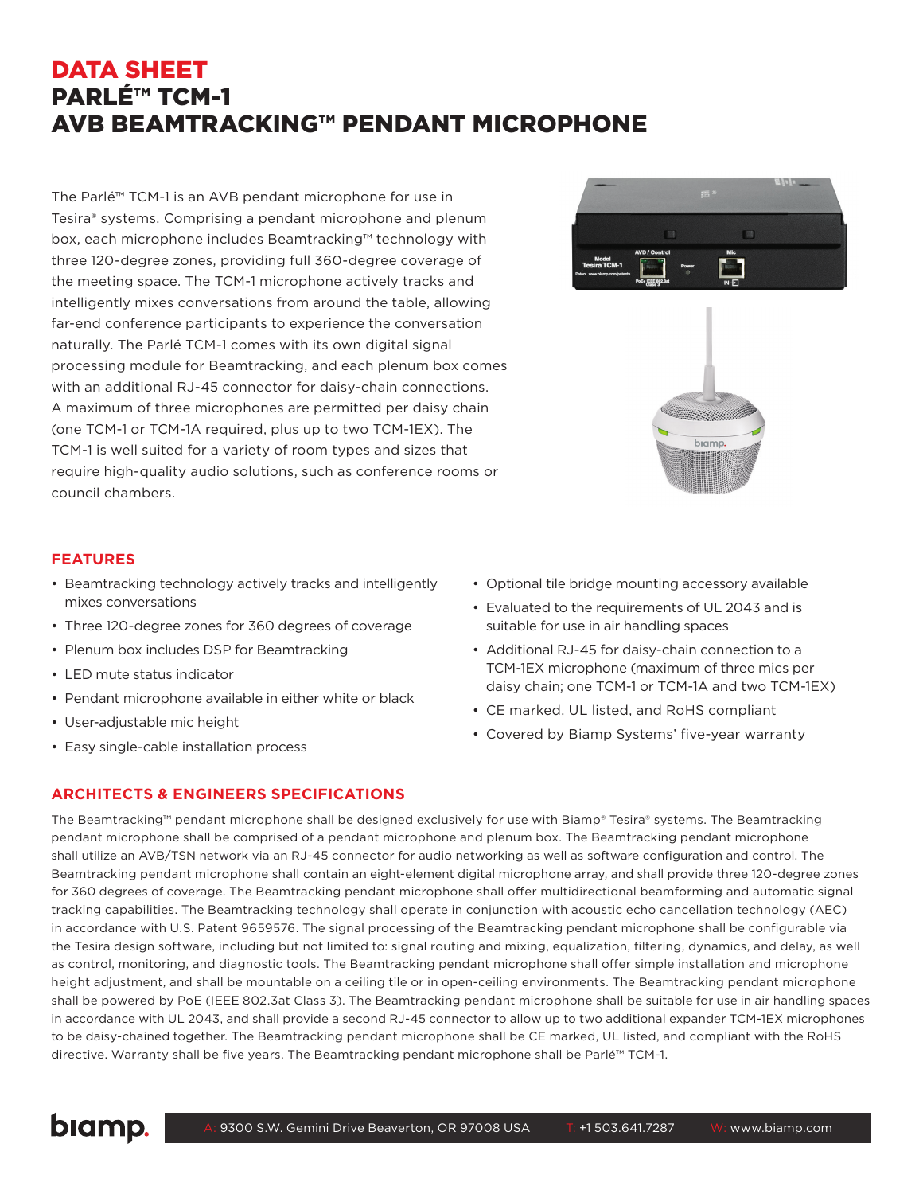# DATA SHEET
# PARLÉ™ TCM-1
# AVB BEAMTRACKING™ PENDANT MICROPHONE

The Parlé™ TCM-1 is an AVB pendant microphone for use in Tesira® systems. Comprising a pendant microphone and plenum box, each microphone includes Beamtracking™ technology with three 120-degree zones, providing full 360-degree coverage of the meeting space. The TCM-1 microphone actively tracks and intelligently mixes conversations from around the table, allowing far-end conference participants to experience the conversation naturally. The Parlé TCM-1 comes with its own digital signal processing module for Beamtracking, and each plenum box comes with an additional RJ-45 connector for daisy-chain connections. A maximum of three microphones are permitted per daisy chain (one TCM-1 or TCM-1A required, plus up to two TCM-1EX). The TCM-1 is well suited for a variety of room types and sizes that require high-quality audio solutions, such as conference rooms or council chambers.

## FEATURES

- Beamtracking technology actively tracks and intelligently mixes conversations
- Three 120-degree zones for 360 degrees of coverage
- Plenum box includes DSP for Beamtracking
- LED mute status indicator
- Pendant microphone available in either white or black
- User-adjustable mic height
- Easy single-cable installation process
- Optional tile bridge mounting accessory available
- Evaluated to the requirements of UL 2043 and is suitable for use in air handling spaces
- Additional RJ-45 for daisy-chain connection to a TCM-1EX microphone (maximum of three mics per daisy chain; one TCM-1 or TCM-1A and two TCM-1EX)
- CE marked, UL listed, and RoHS compliant
- Covered by Biamp Systems' five-year warranty

## ARCHITECTS & ENGINEERS SPECIFICATIONS

The Beamtracking™ pendant microphone shall be designed exclusively for use with Biamp® Tesira® systems. The Beamtracking pendant microphone shall be comprised of a pendant microphone and plenum box. The Beamtracking pendant microphone shall utilize an AVB/TSN network via an RJ-45 connector for audio networking as well as software configuration and control. The Beamtracking pendant microphone shall contain an eight-element digital microphone array, and shall provide three 120-degree zones for 360 degrees of coverage. The Beamtracking pendant microphone shall offer multidirectional beamforming and automatic signal tracking capabilities. The Beamtracking technology shall operate in conjunction with acoustic echo cancellation technology (AEC) in accordance with U.S. Patent 9659576. The signal processing of the Beamtracking pendant microphone shall be configurable via the Tesira design software, including but not limited to: signal routing and mixing, equalization, filtering, dynamics, and delay, as well as control, monitoring, and diagnostic tools. The Beamtracking pendant microphone shall offer simple installation and microphone height adjustment, and shall be mountable on a ceiling tile or in open-ceiling environments. The Beamtracking pendant microphone shall be powered by PoE (IEEE 802.3at Class 3). The Beamtracking pendant microphone shall be suitable for use in air handling spaces in accordance with UL 2043, and shall provide a second RJ-45 connector to allow up to two additional expander TCM-1EX microphones to be daisy-chained together. The Beamtracking pendant microphone shall be CE marked, UL listed, and compliant with the RoHS directive. Warranty shall be five years. The Beamtracking pendant microphone shall be Parlé™ TCM-1.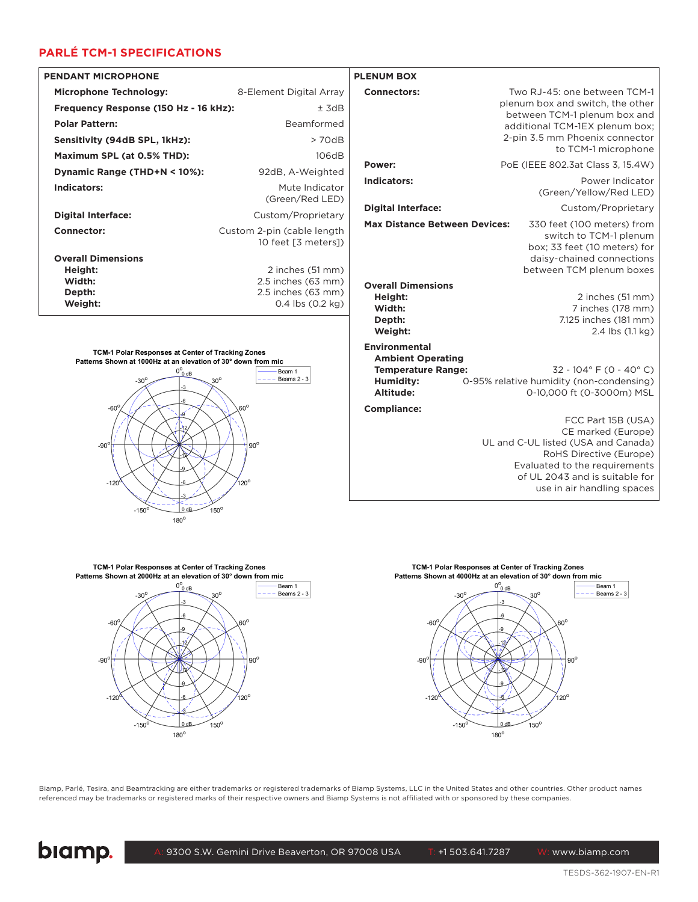## PARLÉ TCM-1 SPECIFICATIONS

### PENDANT MICROPHONE

| | |
|---|---|
| **Microphone Technology:** | 8-Element Digital Array |
| **Frequency Response (150 Hz - 16 kHz):** | ± 3dB |
| **Polar Pattern:** | Beamformed |
| **Sensitivity (94dB SPL, 1kHz):** | > 70dB |
| **Maximum SPL (at 0.5% THD):** | 106dB |
| **Dynamic Range (THD+N < 10%):** | 92dB, A-Weighted |
| **Indicators:** | Mute Indicator (Green/Red LED) |
| **Digital Interface:** | Custom/Proprietary |
| **Connector:** | Custom 2-pin (cable length 10 feet [3 meters]) |
| **Overall Dimensions** | |
| **Height:** | 2 inches (51 mm) |
| **Width:** | 2.5 inches (63 mm) |
| **Depth:** | 2.5 inches (63 mm) |
| **Weight:** | 0.4 lbs (0.2 kg) |

### PLENUM BOX

| | |
|---|---|
| **Connectors:** | Two RJ-45: one between TCM-1 plenum box and switch, the other between TCM-1 plenum box and additional TCM-1EX plenum box; 2-pin 3.5 mm Phoenix connector to TCM-1 microphone |
| **Power:** | PoE (IEEE 802.3at Class 3, 15.4W) |
| **Indicators:** | Power Indicator (Green/Yellow/Red LED) |
| **Digital Interface:** | Custom/Proprietary |
| **Max Distance Between Devices:** | 330 feet (100 meters) from switch to TCM-1 plenum box; 33 feet (10 meters) for daisy-chained connections between TCM plenum boxes |
| **Overall Dimensions** | |
| **Height:** | 2 inches (51 mm) |
| **Width:** | 7 inches (178 mm) |
| **Depth:** | 7.125 inches (181 mm) |
| **Weight:** | 2.4 lbs (1.1 kg) |
| **Environmental** | |
| **Ambient Operating Temperature Range:** | 32 - 104° F (0 - 40° C) |
| **Humidity:** | 0-95% relative humidity (non-condensing) |
| **Altitude:** | 0-10,000 ft (0-3000m) MSL |
| **Compliance:** | FCC Part 15B (USA)<br>CE marked (Europe)<br>UL and C-UL listed (USA and Canada)<br>RoHS Directive (Europe)<br>Evaluated to the requirements of UL 2043 and is suitable for use in air handling spaces |

**TCM-1 Polar Responses at Center of Tracking Zones**
**Patterns Shown at 1000Hz at an elevation of 30° down from mic**

Beam 1
Beams 2 - 3
0° 30° 60° 90° 120° 150° 180° -150° -120° -90° -60° -30°
0 dB -3 -6 -9 -12

**TCM-1 Polar Responses at Center of Tracking Zones**
**Patterns Shown at 2000Hz at an elevation of 30° down from mic**

Beam 1
Beams 2 - 3
0° 30° 60° 90° 120° 150° 180° -150° -120° -90° -60° -30°
0 dB -3 -6 -9 -12

**TCM-1 Polar Responses at Center of Tracking Zones**
**Patterns Shown at 4000Hz at an elevation of 30° down from mic**

Beam 1
Beams 2 - 3
0° 30° 60° 90° 120° 150° 180° -150° -120° -90° -60° -30°
0 dB -3 -6 -9 -12

Biamp, Parlé, Tesira, and Beamtracking are either trademarks or registered trademarks of Biamp Systems, LLC in the United States and other countries. Other product names referenced may be trademarks or registered marks of their respective owners and Biamp Systems is not affiliated with or sponsored by these companies.

biamp.

A: 9300 S.W. Gemini Drive Beaverton, OR 97008 USA T: +1 503.641.7287 W: www.biamp.com

TESDS-362-1907-EN-R1